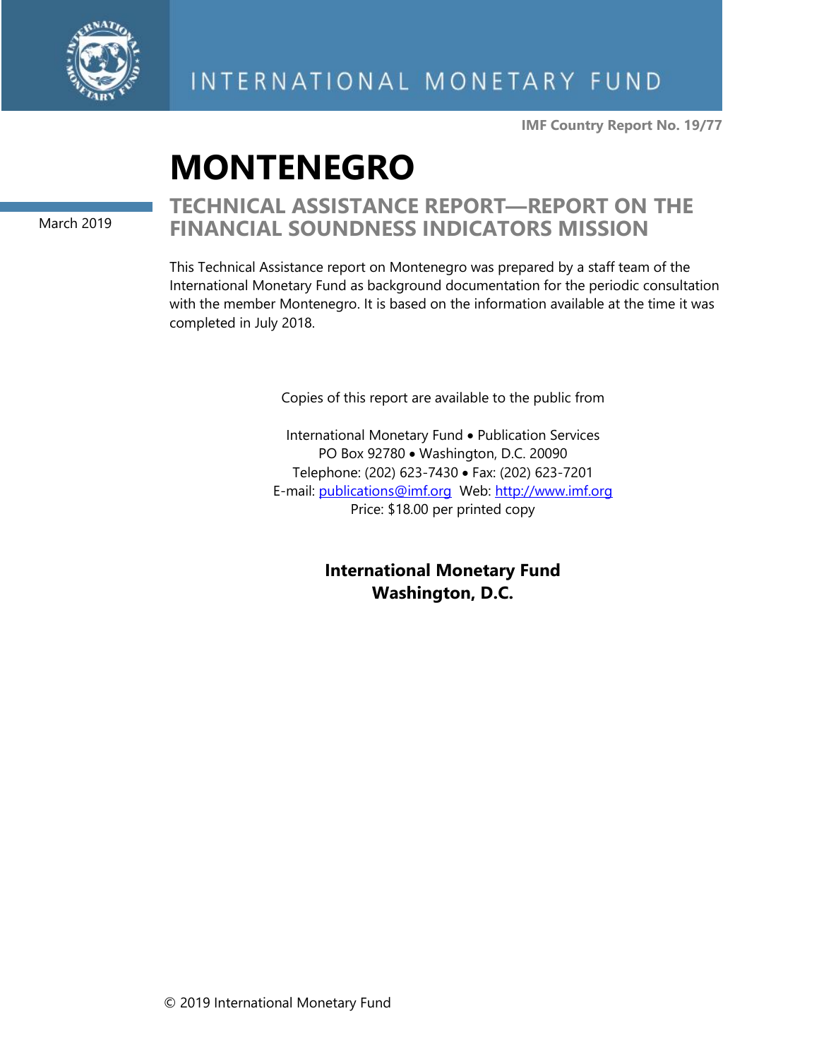INTERNATIONAL MONETARY FUND

**IMF Country Report No. 19/77**

# MONTENEGRO

March 2019

## TECHNICAL ASSISTANCE REPORT—REPORT ON THE FINANCIAL SOUNDNESS INDICATORS MISSION

This Technical Assistance report on Montenegro was prepared by a staff team of the International Monetary Fund as background documentation for the periodic consultation with the member Montenegro. It is based on the information available at the time it was completed in July 2018.

Copies of this report are available to the public from

International Monetary Fund • Publication Services
PO Box 92780 • Washington, D.C. 20090
Telephone: (202) 623-7430 • Fax: (202) 623-7201
E-mail: publications@imf.org Web: http://www.imf.org
Price: $18.00 per printed copy

**International Monetary Fund**
**Washington, D.C.**

© 2019 International Monetary Fund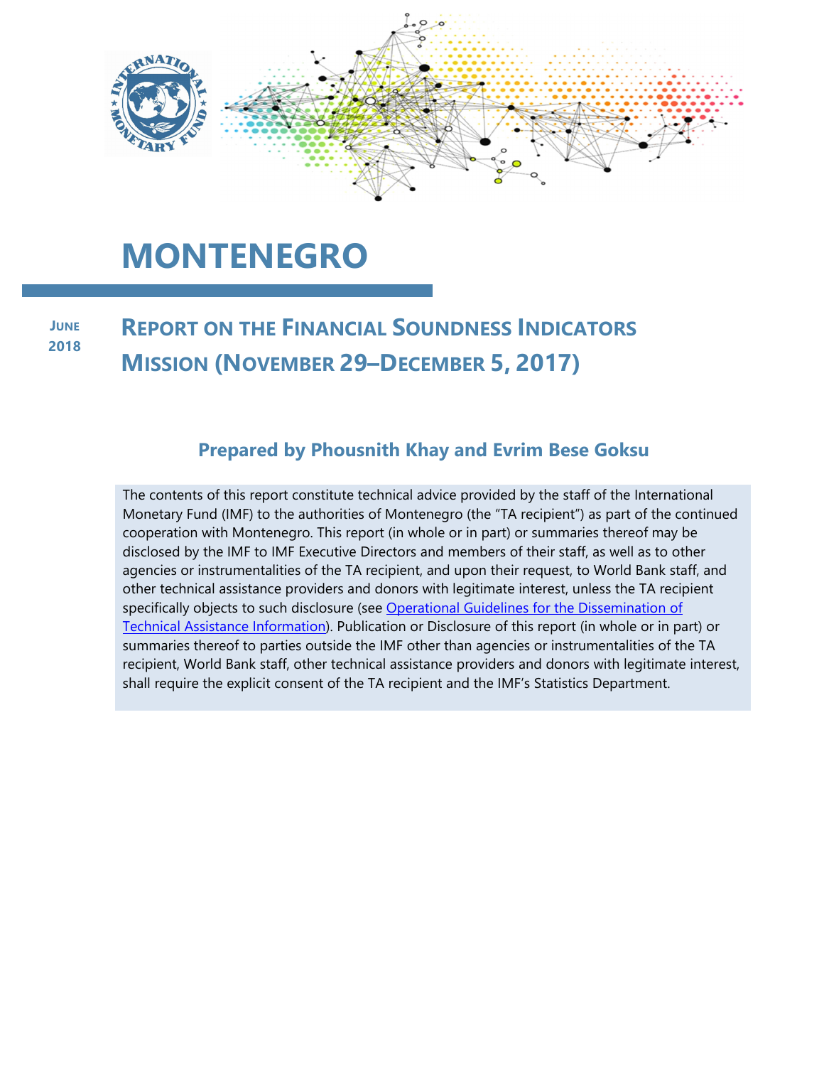# MONTENEGRO

**JUNE 2018**

## REPORT ON THE FINANCIAL SOUNDNESS INDICATORS MISSION (NOVEMBER 29–DECEMBER 5, 2017)

### Prepared by Phousnith Khay and Evrim Bese Goksu

The contents of this report constitute technical advice provided by the staff of the International Monetary Fund (IMF) to the authorities of Montenegro (the "TA recipient") as part of the continued cooperation with Montenegro. This report (in whole or in part) or summaries thereof may be disclosed by the IMF to IMF Executive Directors and members of their staff, as well as to other agencies or instrumentalities of the TA recipient, and upon their request, to World Bank staff, and other technical assistance providers and donors with legitimate interest, unless the TA recipient specifically objects to such disclosure (see Operational Guidelines for the Dissemination of Technical Assistance Information). Publication or Disclosure of this report (in whole or in part) or summaries thereof to parties outside the IMF other than agencies or instrumentalities of the TA recipient, World Bank staff, other technical assistance providers and donors with legitimate interest, shall require the explicit consent of the TA recipient and the IMF's Statistics Department.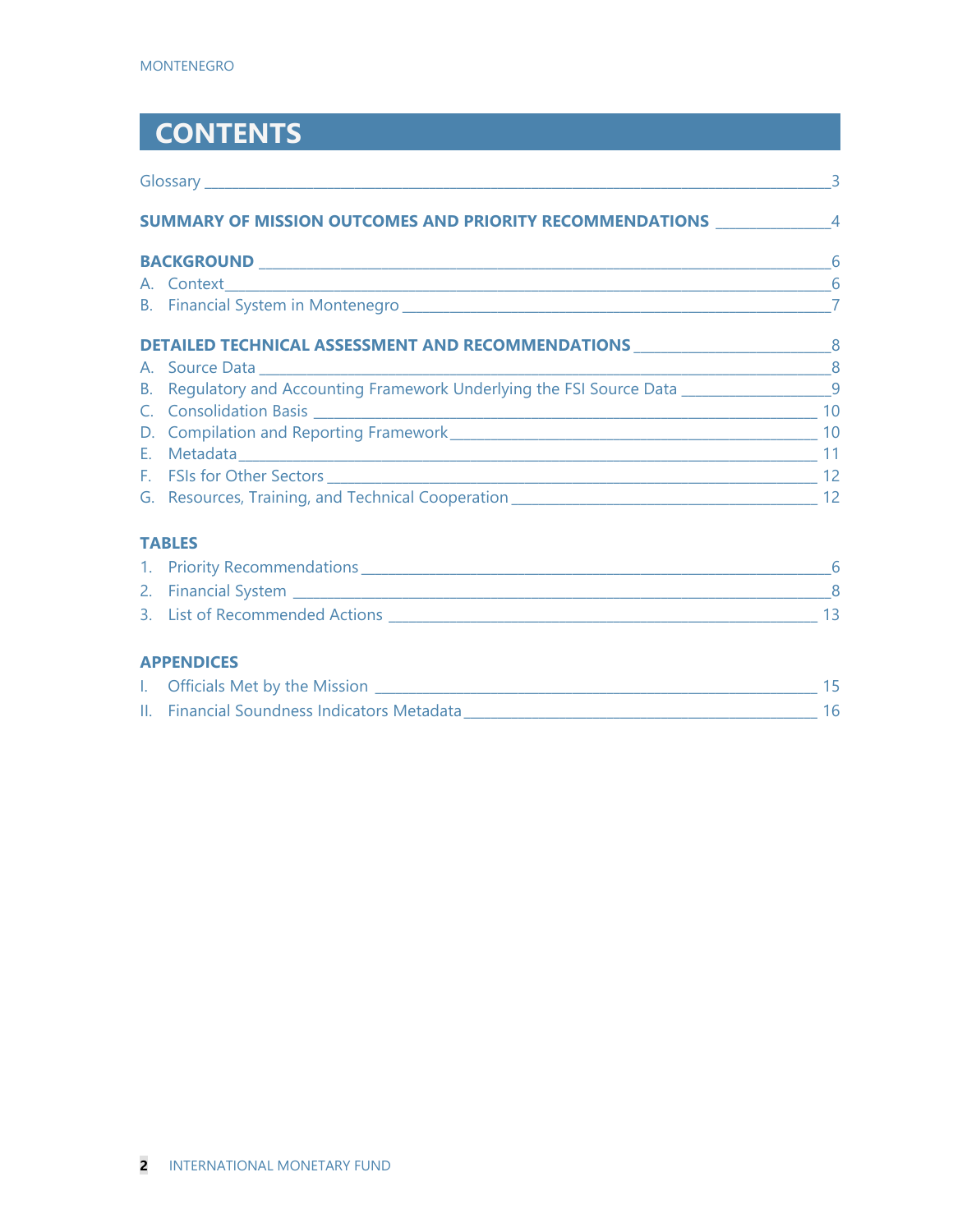# CONTENTS

Glossary ____ 3

**SUMMARY OF MISSION OUTCOMES AND PRIORITY RECOMMENDATIONS** ____ 4

**BACKGROUND** ____ 6

A. Context ____ 6

B. Financial System in Montenegro ____ 7

**DETAILED TECHNICAL ASSESSMENT AND RECOMMENDATIONS** ____ 8

A. Source Data ____ 8

B. Regulatory and Accounting Framework Underlying the FSI Source Data ____ 9

C. Consolidation Basis ____ 10

D. Compilation and Reporting Framework ____ 10

E. Metadata ____ 11

F. FSIs for Other Sectors ____ 12

G. Resources, Training, and Technical Cooperation ____ 12

**TABLES**

1. Priority Recommendations ____ 6
2. Financial System ____ 8
3. List of Recommended Actions ____ 13

**APPENDICES**

I. Officials Met by the Mission ____ 15

II. Financial Soundness Indicators Metadata ____ 16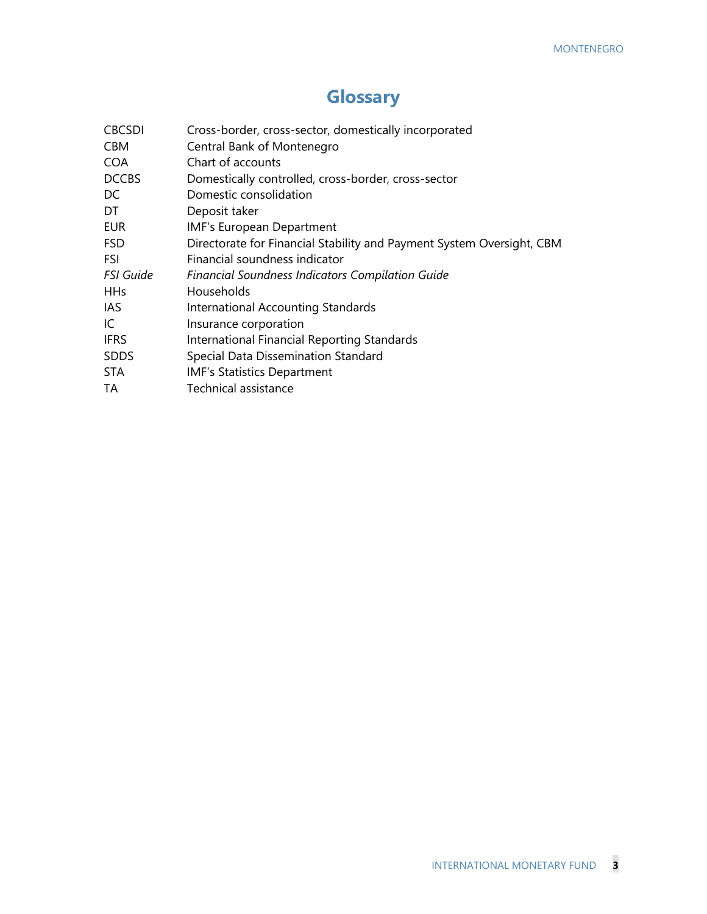# Glossary

| | |
|---|---|
| CBCSDI | Cross-border, cross-sector, domestically incorporated |
| CBM | Central Bank of Montenegro |
| COA | Chart of accounts |
| DCCBS | Domestically controlled, cross-border, cross-sector |
| DC | Domestic consolidation |
| DT | Deposit taker |
| EUR | IMF's European Department |
| FSD | Directorate for Financial Stability and Payment System Oversight, CBM |
| FSI | Financial soundness indicator |
| *FSI Guide* | *Financial Soundness Indicators Compilation Guide* |
| HHs | Households |
| IAS | International Accounting Standards |
| IC | Insurance corporation |
| IFRS | International Financial Reporting Standards |
| SDDS | Special Data Dissemination Standard |
| STA | IMF's Statistics Department |
| TA | Technical assistance |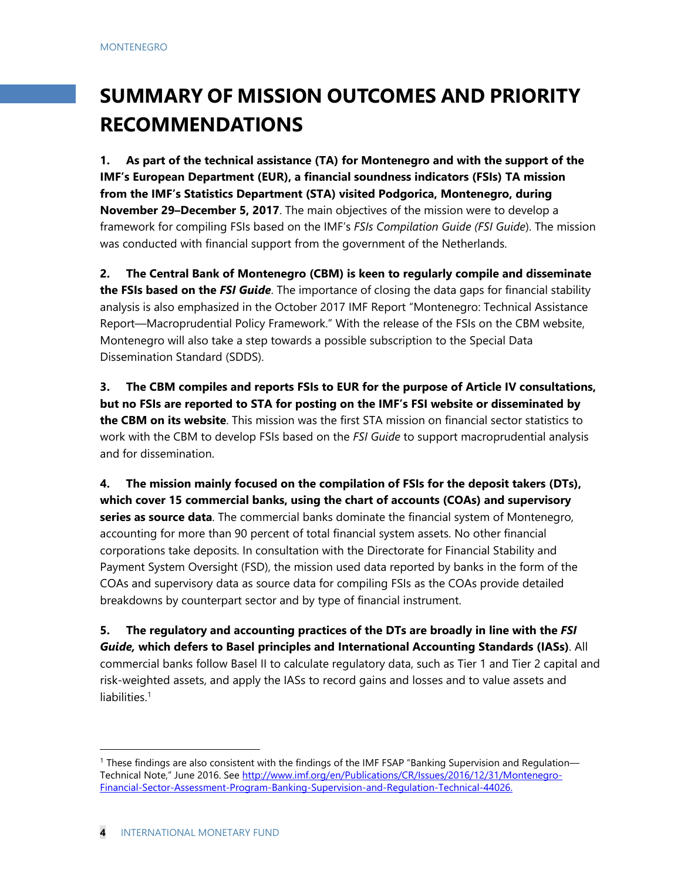# SUMMARY OF MISSION OUTCOMES AND PRIORITY RECOMMENDATIONS

**1. As part of the technical assistance (TA) for Montenegro and with the support of the IMF's European Department (EUR), a financial soundness indicators (FSIs) TA mission from the IMF's Statistics Department (STA) visited Podgorica, Montenegro, during November 29–December 5, 2017**. The main objectives of the mission were to develop a framework for compiling FSIs based on the IMF's *FSIs Compilation Guide (FSI Guide*). The mission was conducted with financial support from the government of the Netherlands.

**2. The Central Bank of Montenegro (CBM) is keen to regularly compile and disseminate the FSIs based on the *FSI Guide***. The importance of closing the data gaps for financial stability analysis is also emphasized in the October 2017 IMF Report "Montenegro: Technical Assistance Report—Macroprudential Policy Framework." With the release of the FSIs on the CBM website, Montenegro will also take a step towards a possible subscription to the Special Data Dissemination Standard (SDDS).

**3. The CBM compiles and reports FSIs to EUR for the purpose of Article IV consultations, but no FSIs are reported to STA for posting on the IMF's FSI website or disseminated by the CBM on its website**. This mission was the first STA mission on financial sector statistics to work with the CBM to develop FSIs based on the *FSI Guide* to support macroprudential analysis and for dissemination.

**4. The mission mainly focused on the compilation of FSIs for the deposit takers (DTs), which cover 15 commercial banks, using the chart of accounts (COAs) and supervisory series as source data**. The commercial banks dominate the financial system of Montenegro, accounting for more than 90 percent of total financial system assets. No other financial corporations take deposits. In consultation with the Directorate for Financial Stability and Payment System Oversight (FSD), the mission used data reported by banks in the form of the COAs and supervisory data as source data for compiling FSIs as the COAs provide detailed breakdowns by counterpart sector and by type of financial instrument.

**5. The regulatory and accounting practices of the DTs are broadly in line with the *FSI Guide,* which defers to Basel principles and International Accounting Standards (IASs)**. All commercial banks follow Basel II to calculate regulatory data, such as Tier 1 and Tier 2 capital and risk-weighted assets, and apply the IASs to record gains and losses and to value assets and liabilities.[1]

---

[1] These findings are also consistent with the findings of the IMF FSAP "Banking Supervision and Regulation—Technical Note," June 2016. See http://www.imf.org/en/Publications/CR/Issues/2016/12/31/Montenegro-Financial-Sector-Assessment-Program-Banking-Supervision-and-Regulation-Technical-44026.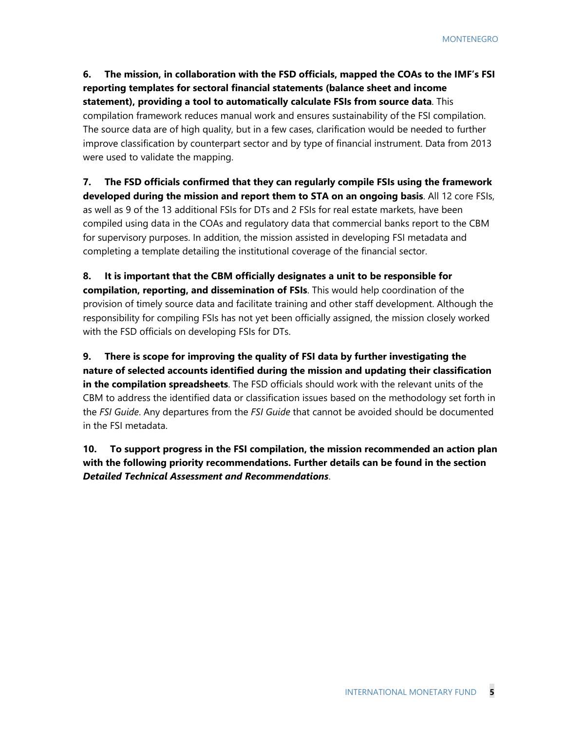**6. The mission, in collaboration with the FSD officials, mapped the COAs to the IMF's FSI reporting templates for sectoral financial statements (balance sheet and income statement), providing a tool to automatically calculate FSIs from source data**. This compilation framework reduces manual work and ensures sustainability of the FSI compilation. The source data are of high quality, but in a few cases, clarification would be needed to further improve classification by counterpart sector and by type of financial instrument. Data from 2013 were used to validate the mapping.

**7. The FSD officials confirmed that they can regularly compile FSIs using the framework developed during the mission and report them to STA on an ongoing basis**. All 12 core FSIs, as well as 9 of the 13 additional FSIs for DTs and 2 FSIs for real estate markets, have been compiled using data in the COAs and regulatory data that commercial banks report to the CBM for supervisory purposes. In addition, the mission assisted in developing FSI metadata and completing a template detailing the institutional coverage of the financial sector.

**8. It is important that the CBM officially designates a unit to be responsible for compilation, reporting, and dissemination of FSIs**. This would help coordination of the provision of timely source data and facilitate training and other staff development. Although the responsibility for compiling FSIs has not yet been officially assigned, the mission closely worked with the FSD officials on developing FSIs for DTs.

**9. There is scope for improving the quality of FSI data by further investigating the nature of selected accounts identified during the mission and updating their classification in the compilation spreadsheets**. The FSD officials should work with the relevant units of the CBM to address the identified data or classification issues based on the methodology set forth in the *FSI Guide*. Any departures from the *FSI Guide* that cannot be avoided should be documented in the FSI metadata.

**10. To support progress in the FSI compilation, the mission recommended an action plan with the following priority recommendations. Further details can be found in the section *Detailed Technical Assessment and Recommendations***.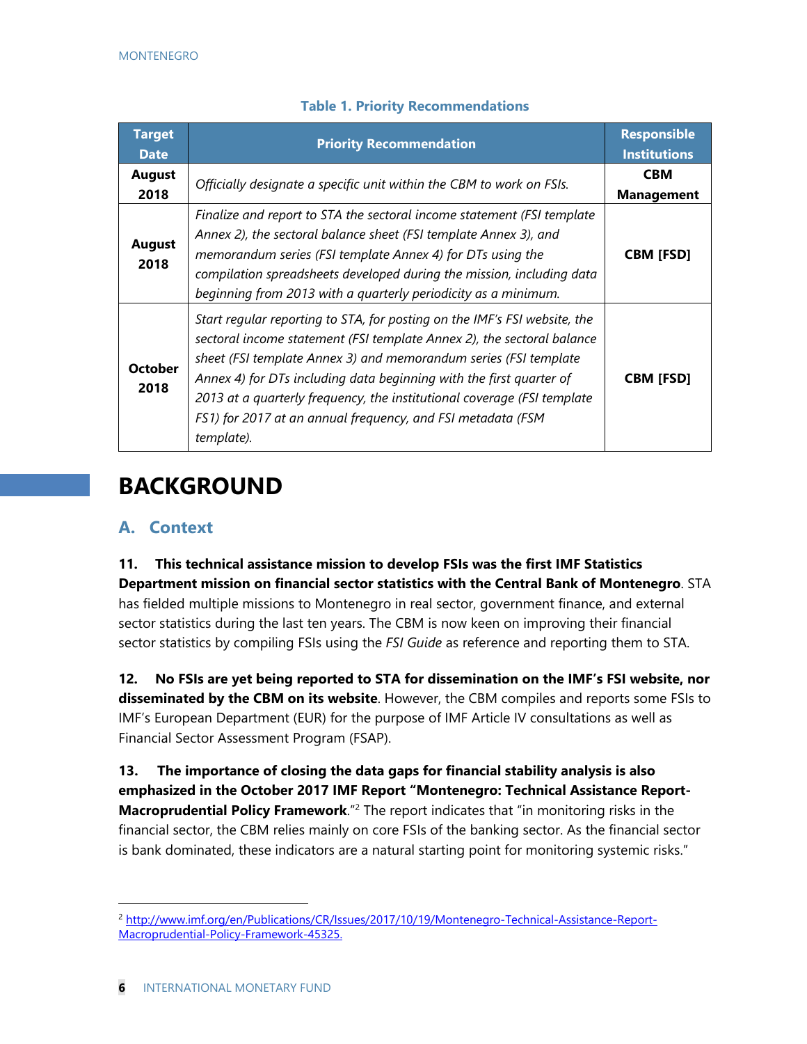**Table 1. Priority Recommendations**

| Target Date | Priority Recommendation | Responsible Institutions |
|---|---|---|
| **August 2018** | *Officially designate a specific unit within the CBM to work on FSIs.* | **CBM Management** |
| **August 2018** | *Finalize and report to STA the sectoral income statement (FSI template Annex 2), the sectoral balance sheet (FSI template Annex 3), and memorandum series (FSI template Annex 4) for DTs using the compilation spreadsheets developed during the mission, including data beginning from 2013 with a quarterly periodicity as a minimum.* | **CBM [FSD]** |
| **October 2018** | *Start regular reporting to STA, for posting on the IMF's FSI website, the sectoral income statement (FSI template Annex 2), the sectoral balance sheet (FSI template Annex 3) and memorandum series (FSI template Annex 4) for DTs including data beginning with the first quarter of 2013 at a quarterly frequency, the institutional coverage (FSI template FS1) for 2017 at an annual frequency, and FSI metadata (FSM template).* | **CBM [FSD]** |

# BACKGROUND

## A. Context

**11. This technical assistance mission to develop FSIs was the first IMF Statistics Department mission on financial sector statistics with the Central Bank of Montenegro**. STA has fielded multiple missions to Montenegro in real sector, government finance, and external sector statistics during the last ten years. The CBM is now keen on improving their financial sector statistics by compiling FSIs using the *FSI Guide* as reference and reporting them to STA.

**12. No FSIs are yet being reported to STA for dissemination on the IMF's FSI website, nor disseminated by the CBM on its website**. However, the CBM compiles and reports some FSIs to IMF's European Department (EUR) for the purpose of IMF Article IV consultations as well as Financial Sector Assessment Program (FSAP).

**13. The importance of closing the data gaps for financial stability analysis is also emphasized in the October 2017 IMF Report "Montenegro: Technical Assistance Report-Macroprudential Policy Framework**."[2] The report indicates that "in monitoring risks in the financial sector, the CBM relies mainly on core FSIs of the banking sector. As the financial sector is bank dominated, these indicators are a natural starting point for monitoring systemic risks."

[2] http://www.imf.org/en/Publications/CR/Issues/2017/10/19/Montenegro-Technical-Assistance-Report-Macroprudential-Policy-Framework-45325.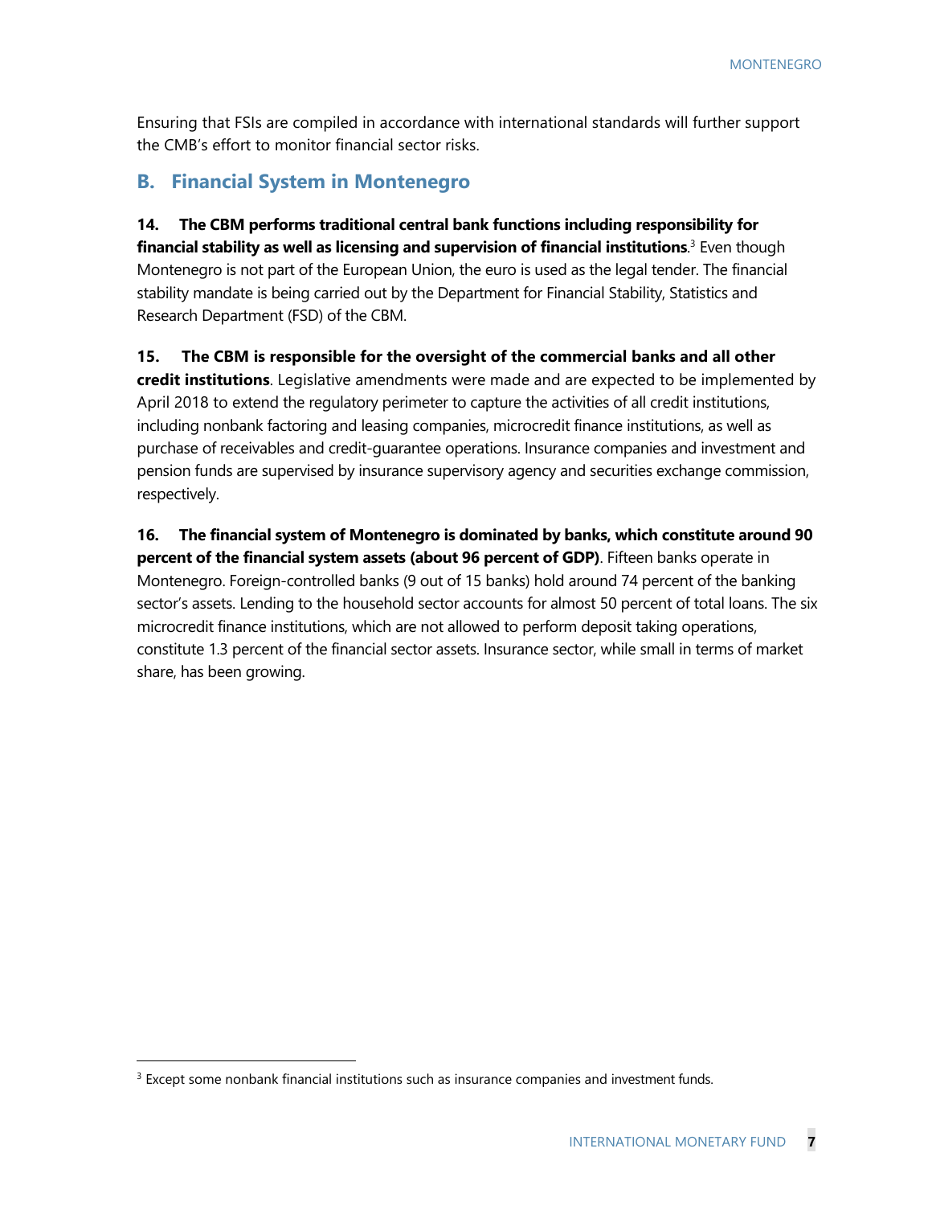Ensuring that FSIs are compiled in accordance with international standards will further support the CMB's effort to monitor financial sector risks.

## B. Financial System in Montenegro

**14. The CBM performs traditional central bank functions including responsibility for financial stability as well as licensing and supervision of financial institutions**.[3] Even though Montenegro is not part of the European Union, the euro is used as the legal tender. The financial stability mandate is being carried out by the Department for Financial Stability, Statistics and Research Department (FSD) of the CBM.

**15. The CBM is responsible for the oversight of the commercial banks and all other credit institutions**. Legislative amendments were made and are expected to be implemented by April 2018 to extend the regulatory perimeter to capture the activities of all credit institutions, including nonbank factoring and leasing companies, microcredit finance institutions, as well as purchase of receivables and credit-guarantee operations. Insurance companies and investment and pension funds are supervised by insurance supervisory agency and securities exchange commission, respectively.

**16. The financial system of Montenegro is dominated by banks, which constitute around 90 percent of the financial system assets (about 96 percent of GDP)**. Fifteen banks operate in Montenegro. Foreign-controlled banks (9 out of 15 banks) hold around 74 percent of the banking sector's assets. Lending to the household sector accounts for almost 50 percent of total loans. The six microcredit finance institutions, which are not allowed to perform deposit taking operations, constitute 1.3 percent of the financial sector assets. Insurance sector, while small in terms of market share, has been growing.

[3] Except some nonbank financial institutions such as insurance companies and investment funds.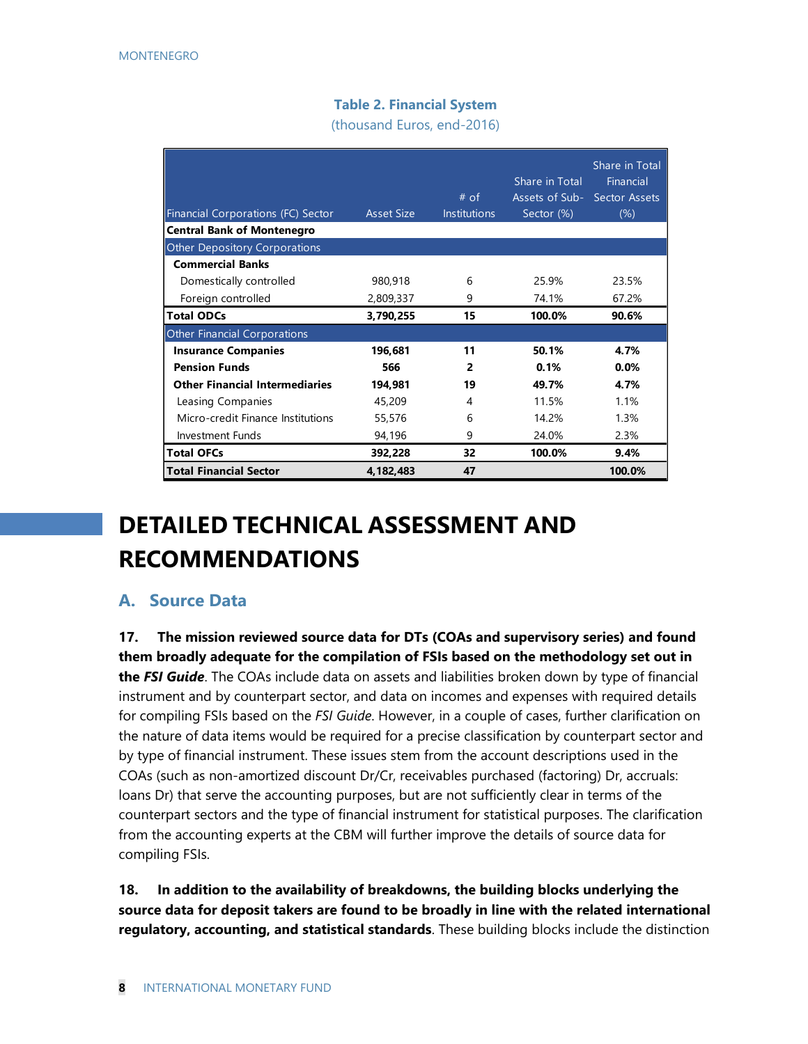**Table 2. Financial System**

(thousand Euros, end-2016)

| Financial Corporations (FC) Sector | Asset Size | # of Institutions | Share in Total Assets of Sub-Sector (%) | Share in Total Financial Sector Assets (%) |
|---|---|---|---|---|
| **Central Bank of Montenegro** | | | | |
| Other Depository Corporations | | | | |
| **Commercial Banks** | | | | |
| Domestically controlled | 980,918 | 6 | 25.9% | 23.5% |
| Foreign controlled | 2,809,337 | 9 | 74.1% | 67.2% |
| **Total ODCs** | **3,790,255** | **15** | **100.0%** | **90.6%** |
| Other Financial Corporations | | | | |
| **Insurance Companies** | **196,681** | **11** | **50.1%** | **4.7%** |
| **Pension Funds** | **566** | **2** | **0.1%** | **0.0%** |
| **Other Financial Intermediaries** | **194,981** | **19** | **49.7%** | **4.7%** |
| Leasing Companies | 45,209 | 4 | 11.5% | 1.1% |
| Micro-credit Finance Institutions | 55,576 | 6 | 14.2% | 1.3% |
| Investment Funds | 94,196 | 9 | 24.0% | 2.3% |
| **Total OFCs** | **392,228** | **32** | **100.0%** | **9.4%** |
| **Total Financial Sector** | **4,182,483** | **47** | | **100.0%** |

# DETAILED TECHNICAL ASSESSMENT AND RECOMMENDATIONS

## A. Source Data

**17. The mission reviewed source data for DTs (COAs and supervisory series) and found them broadly adequate for the compilation of FSIs based on the methodology set out in the *FSI Guide***. The COAs include data on assets and liabilities broken down by type of financial instrument and by counterpart sector, and data on incomes and expenses with required details for compiling FSIs based on the *FSI Guide*. However, in a couple of cases, further clarification on the nature of data items would be required for a precise classification by counterpart sector and by type of financial instrument. These issues stem from the account descriptions used in the COAs (such as non-amortized discount Dr/Cr, receivables purchased (factoring) Dr, accruals: loans Dr) that serve the accounting purposes, but are not sufficiently clear in terms of the counterpart sectors and the type of financial instrument for statistical purposes. The clarification from the accounting experts at the CBM will further improve the details of source data for compiling FSIs.

**18. In addition to the availability of breakdowns, the building blocks underlying the source data for deposit takers are found to be broadly in line with the related international regulatory, accounting, and statistical standards**. These building blocks include the distinction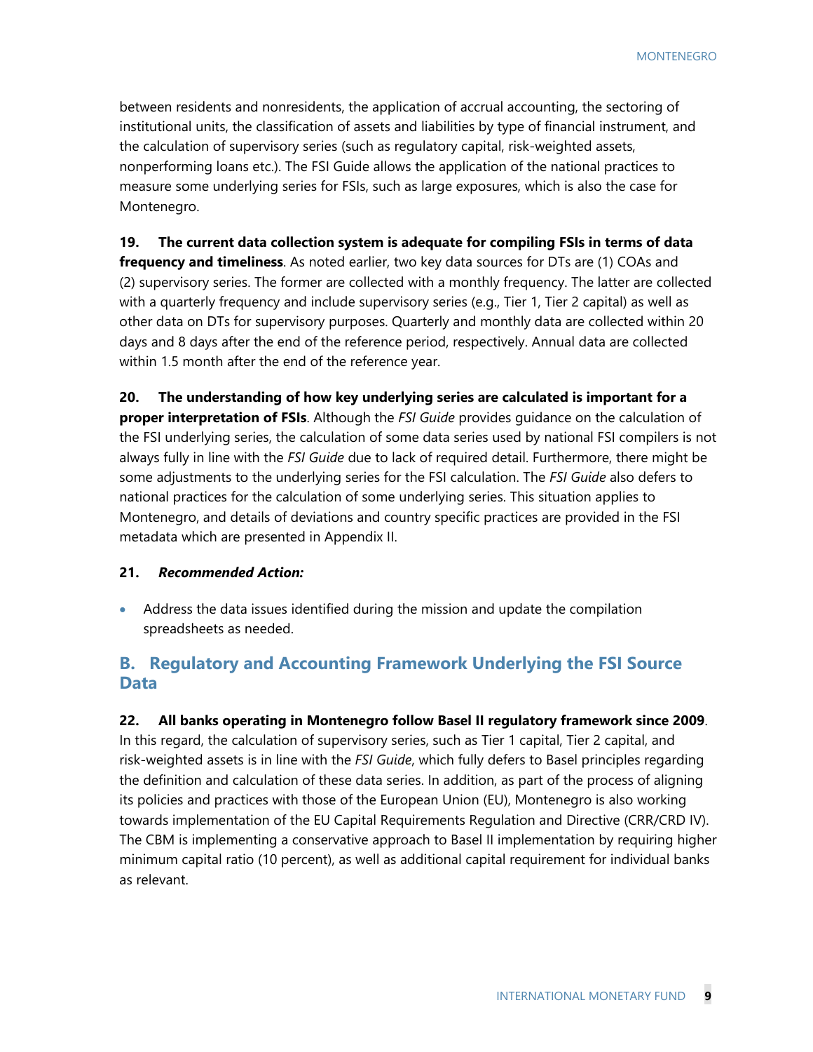between residents and nonresidents, the application of accrual accounting, the sectoring of institutional units, the classification of assets and liabilities by type of financial instrument, and the calculation of supervisory series (such as regulatory capital, risk-weighted assets, nonperforming loans etc.). The FSI Guide allows the application of the national practices to measure some underlying series for FSIs, such as large exposures, which is also the case for Montenegro.

**19. The current data collection system is adequate for compiling FSIs in terms of data frequency and timeliness**. As noted earlier, two key data sources for DTs are (1) COAs and (2) supervisory series. The former are collected with a monthly frequency. The latter are collected with a quarterly frequency and include supervisory series (e.g., Tier 1, Tier 2 capital) as well as other data on DTs for supervisory purposes. Quarterly and monthly data are collected within 20 days and 8 days after the end of the reference period, respectively. Annual data are collected within 1.5 month after the end of the reference year.

**20. The understanding of how key underlying series are calculated is important for a proper interpretation of FSIs**. Although the *FSI Guide* provides guidance on the calculation of the FSI underlying series, the calculation of some data series used by national FSI compilers is not always fully in line with the *FSI Guide* due to lack of required detail. Furthermore, there might be some adjustments to the underlying series for the FSI calculation. The *FSI Guide* also defers to national practices for the calculation of some underlying series. This situation applies to Montenegro, and details of deviations and country specific practices are provided in the FSI metadata which are presented in Appendix II.

**21. *Recommended Action:***

- Address the data issues identified during the mission and update the compilation spreadsheets as needed.

## B. Regulatory and Accounting Framework Underlying the FSI Source Data

**22. All banks operating in Montenegro follow Basel II regulatory framework since 2009**. In this regard, the calculation of supervisory series, such as Tier 1 capital, Tier 2 capital, and risk-weighted assets is in line with the *FSI Guide*, which fully defers to Basel principles regarding the definition and calculation of these data series. In addition, as part of the process of aligning its policies and practices with those of the European Union (EU), Montenegro is also working towards implementation of the EU Capital Requirements Regulation and Directive (CRR/CRD IV). The CBM is implementing a conservative approach to Basel II implementation by requiring higher minimum capital ratio (10 percent), as well as additional capital requirement for individual banks as relevant.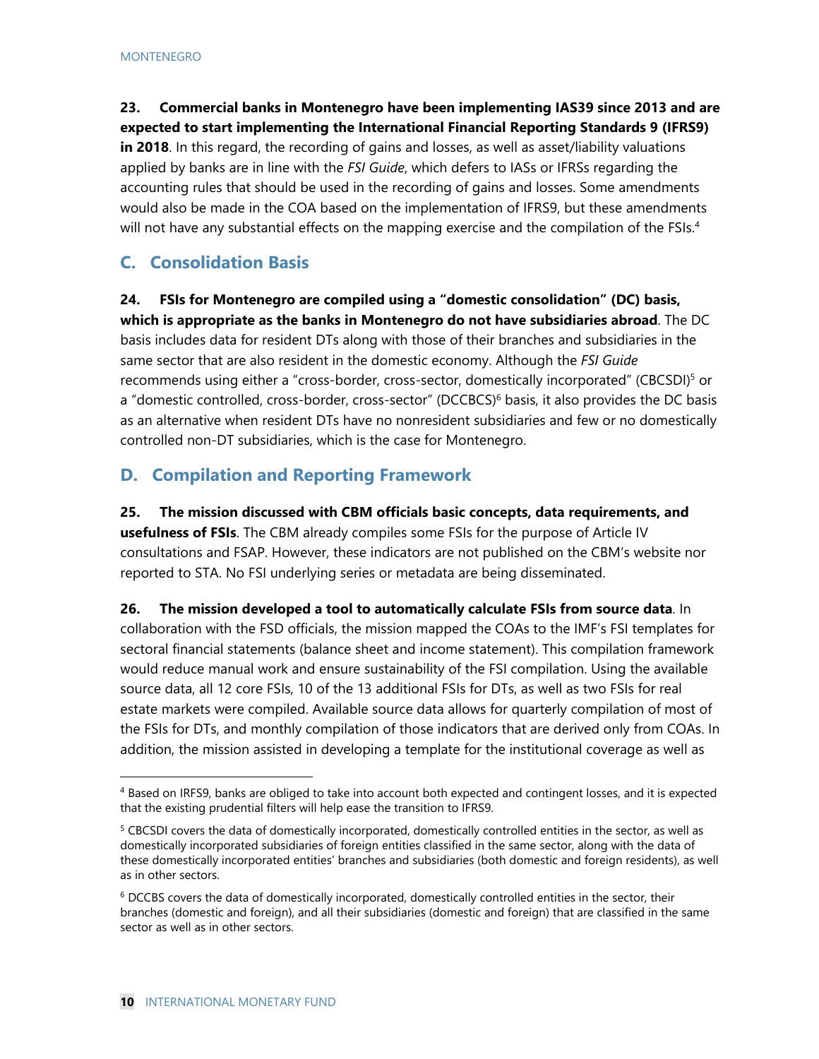**23. Commercial banks in Montenegro have been implementing IAS39 since 2013 and are expected to start implementing the International Financial Reporting Standards 9 (IFRS9) in 2018**. In this regard, the recording of gains and losses, as well as asset/liability valuations applied by banks are in line with the *FSI Guide*, which defers to IASs or IFRSs regarding the accounting rules that should be used in the recording of gains and losses. Some amendments would also be made in the COA based on the implementation of IFRS9, but these amendments will not have any substantial effects on the mapping exercise and the compilation of the FSIs.[4]

## C. Consolidation Basis

**24. FSIs for Montenegro are compiled using a "domestic consolidation" (DC) basis, which is appropriate as the banks in Montenegro do not have subsidiaries abroad**. The DC basis includes data for resident DTs along with those of their branches and subsidiaries in the same sector that are also resident in the domestic economy. Although the *FSI Guide* recommends using either a "cross-border, cross-sector, domestically incorporated" (CBCSDI)[5] or a "domestic controlled, cross-border, cross-sector" (DCCBCS)[6] basis, it also provides the DC basis as an alternative when resident DTs have no nonresident subsidiaries and few or no domestically controlled non-DT subsidiaries, which is the case for Montenegro.

## D. Compilation and Reporting Framework

**25. The mission discussed with CBM officials basic concepts, data requirements, and usefulness of FSIs**. The CBM already compiles some FSIs for the purpose of Article IV consultations and FSAP. However, these indicators are not published on the CBM's website nor reported to STA. No FSI underlying series or metadata are being disseminated.

**26. The mission developed a tool to automatically calculate FSIs from source data**. In collaboration with the FSD officials, the mission mapped the COAs to the IMF's FSI templates for sectoral financial statements (balance sheet and income statement). This compilation framework would reduce manual work and ensure sustainability of the FSI compilation. Using the available source data, all 12 core FSIs, 10 of the 13 additional FSIs for DTs, as well as two FSIs for real estate markets were compiled. Available source data allows for quarterly compilation of most of the FSIs for DTs, and monthly compilation of those indicators that are derived only from COAs. In addition, the mission assisted in developing a template for the institutional coverage as well as

---

[4] Based on IRFS9, banks are obliged to take into account both expected and contingent losses, and it is expected that the existing prudential filters will help ease the transition to IFRS9.

[5] CBCSDI covers the data of domestically incorporated, domestically controlled entities in the sector, as well as domestically incorporated subsidiaries of foreign entities classified in the same sector, along with the data of these domestically incorporated entities' branches and subsidiaries (both domestic and foreign residents), as well as in other sectors.

[6] DCCBS covers the data of domestically incorporated, domestically controlled entities in the sector, their branches (domestic and foreign), and all their subsidiaries (domestic and foreign) that are classified in the same sector as well as in other sectors.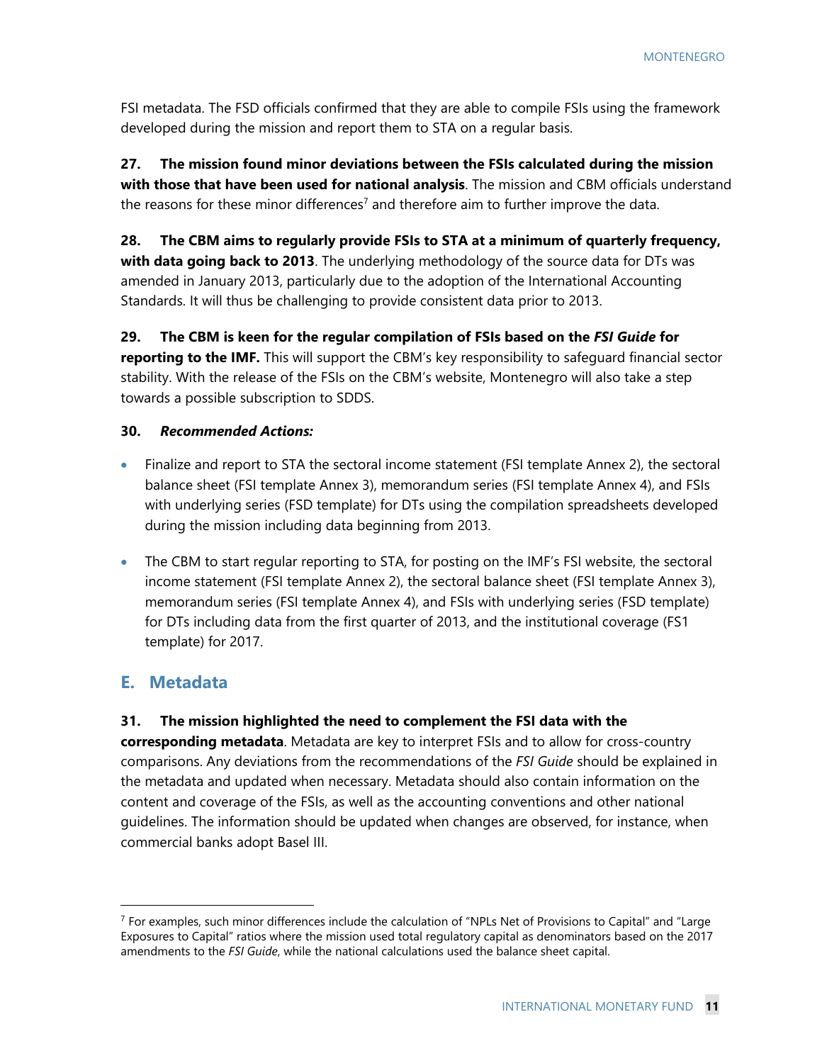FSI metadata. The FSD officials confirmed that they are able to compile FSIs using the framework developed during the mission and report them to STA on a regular basis.

**27. The mission found minor deviations between the FSIs calculated during the mission with those that have been used for national analysis**. The mission and CBM officials understand the reasons for these minor differences[7] and therefore aim to further improve the data.

**28. The CBM aims to regularly provide FSIs to STA at a minimum of quarterly frequency, with data going back to 2013**. The underlying methodology of the source data for DTs was amended in January 2013, particularly due to the adoption of the International Accounting Standards. It will thus be challenging to provide consistent data prior to 2013.

**29. The CBM is keen for the regular compilation of FSIs based on the *FSI Guide* for reporting to the IMF.** This will support the CBM's key responsibility to safeguard financial sector stability. With the release of the FSIs on the CBM's website, Montenegro will also take a step towards a possible subscription to SDDS.

**30. *Recommended Actions:***

- Finalize and report to STA the sectoral income statement (FSI template Annex 2), the sectoral balance sheet (FSI template Annex 3), memorandum series (FSI template Annex 4), and FSIs with underlying series (FSD template) for DTs using the compilation spreadsheets developed during the mission including data beginning from 2013.
- The CBM to start regular reporting to STA, for posting on the IMF's FSI website, the sectoral income statement (FSI template Annex 2), the sectoral balance sheet (FSI template Annex 3), memorandum series (FSI template Annex 4), and FSIs with underlying series (FSD template) for DTs including data from the first quarter of 2013, and the institutional coverage (FS1 template) for 2017.

## E. Metadata

**31. The mission highlighted the need to complement the FSI data with the corresponding metadata**. Metadata are key to interpret FSIs and to allow for cross-country comparisons. Any deviations from the recommendations of the *FSI Guide* should be explained in the metadata and updated when necessary. Metadata should also contain information on the content and coverage of the FSIs, as well as the accounting conventions and other national guidelines. The information should be updated when changes are observed, for instance, when commercial banks adopt Basel III.

---

[7] For examples, such minor differences include the calculation of "NPLs Net of Provisions to Capital" and "Large Exposures to Capital" ratios where the mission used total regulatory capital as denominators based on the 2017 amendments to the *FSI Guide*, while the national calculations used the balance sheet capital.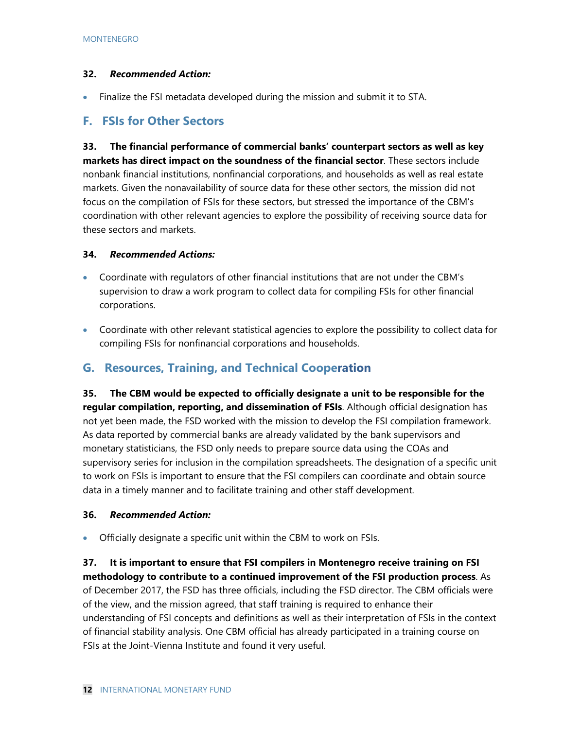**32. *Recommended Action:***

- Finalize the FSI metadata developed during the mission and submit it to STA.

## F. FSIs for Other Sectors

**33. The financial performance of commercial banks' counterpart sectors as well as key markets has direct impact on the soundness of the financial sector**. These sectors include nonbank financial institutions, nonfinancial corporations, and households as well as real estate markets. Given the nonavailability of source data for these other sectors, the mission did not focus on the compilation of FSIs for these sectors, but stressed the importance of the CBM's coordination with other relevant agencies to explore the possibility of receiving source data for these sectors and markets.

**34. *Recommended Actions:***

- Coordinate with regulators of other financial institutions that are not under the CBM's supervision to draw a work program to collect data for compiling FSIs for other financial corporations.

- Coordinate with other relevant statistical agencies to explore the possibility to collect data for compiling FSIs for nonfinancial corporations and households.

## G. Resources, Training, and Technical Cooperation

**35. The CBM would be expected to officially designate a unit to be responsible for the regular compilation, reporting, and dissemination of FSIs**. Although official designation has not yet been made, the FSD worked with the mission to develop the FSI compilation framework. As data reported by commercial banks are already validated by the bank supervisors and monetary statisticians, the FSD only needs to prepare source data using the COAs and supervisory series for inclusion in the compilation spreadsheets. The designation of a specific unit to work on FSIs is important to ensure that the FSI compilers can coordinate and obtain source data in a timely manner and to facilitate training and other staff development.

**36. *Recommended Action:***

- Officially designate a specific unit within the CBM to work on FSIs.

**37. It is important to ensure that FSI compilers in Montenegro receive training on FSI methodology to contribute to a continued improvement of the FSI production process**. As of December 2017, the FSD has three officials, including the FSD director. The CBM officials were of the view, and the mission agreed, that staff training is required to enhance their understanding of FSI concepts and definitions as well as their interpretation of FSIs in the context of financial stability analysis. One CBM official has already participated in a training course on FSIs at the Joint-Vienna Institute and found it very useful.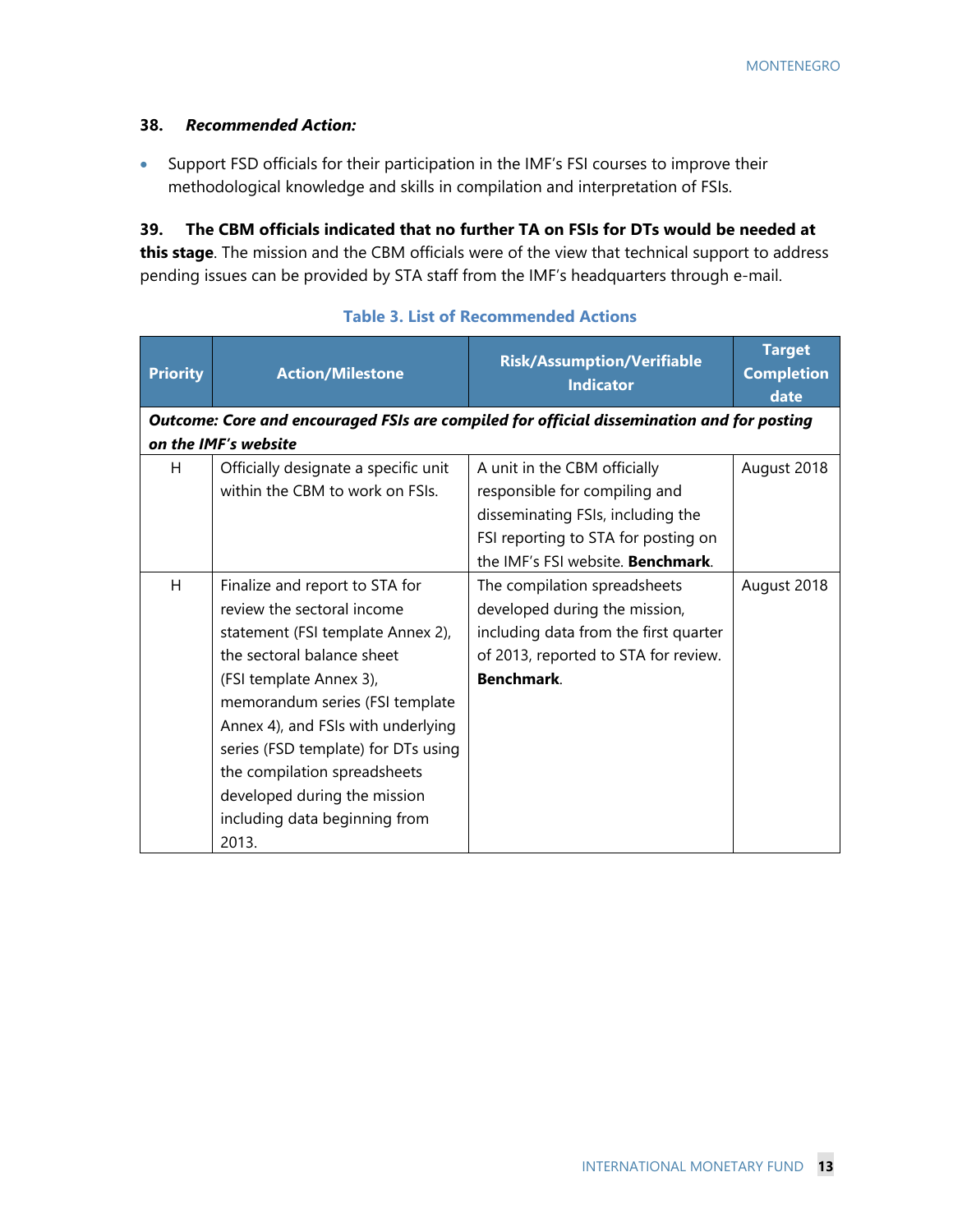**38. *Recommended Action:***

- Support FSD officials for their participation in the IMF's FSI courses to improve their methodological knowledge and skills in compilation and interpretation of FSIs.

**39. The CBM officials indicated that no further TA on FSIs for DTs would be needed at this stage**. The mission and the CBM officials were of the view that technical support to address pending issues can be provided by STA staff from the IMF's headquarters through e-mail.

**Table 3. List of Recommended Actions**

| Priority | Action/Milestone | Risk/Assumption/Verifiable Indicator | Target Completion date |
|---|---|---|---|
| ***Outcome: Core and encouraged FSIs are compiled for official dissemination and for posting on the IMF's website*** | | | |
| H | Officially designate a specific unit within the CBM to work on FSIs. | A unit in the CBM officially responsible for compiling and disseminating FSIs, including the FSI reporting to STA for posting on the IMF's FSI website. **Benchmark**. | August 2018 |
| H | Finalize and report to STA for review the sectoral income statement (FSI template Annex 2), the sectoral balance sheet (FSI template Annex 3), memorandum series (FSI template Annex 4), and FSIs with underlying series (FSD template) for DTs using the compilation spreadsheets developed during the mission including data beginning from 2013. | The compilation spreadsheets developed during the mission, including data from the first quarter of 2013, reported to STA for review. **Benchmark**. | August 2018 |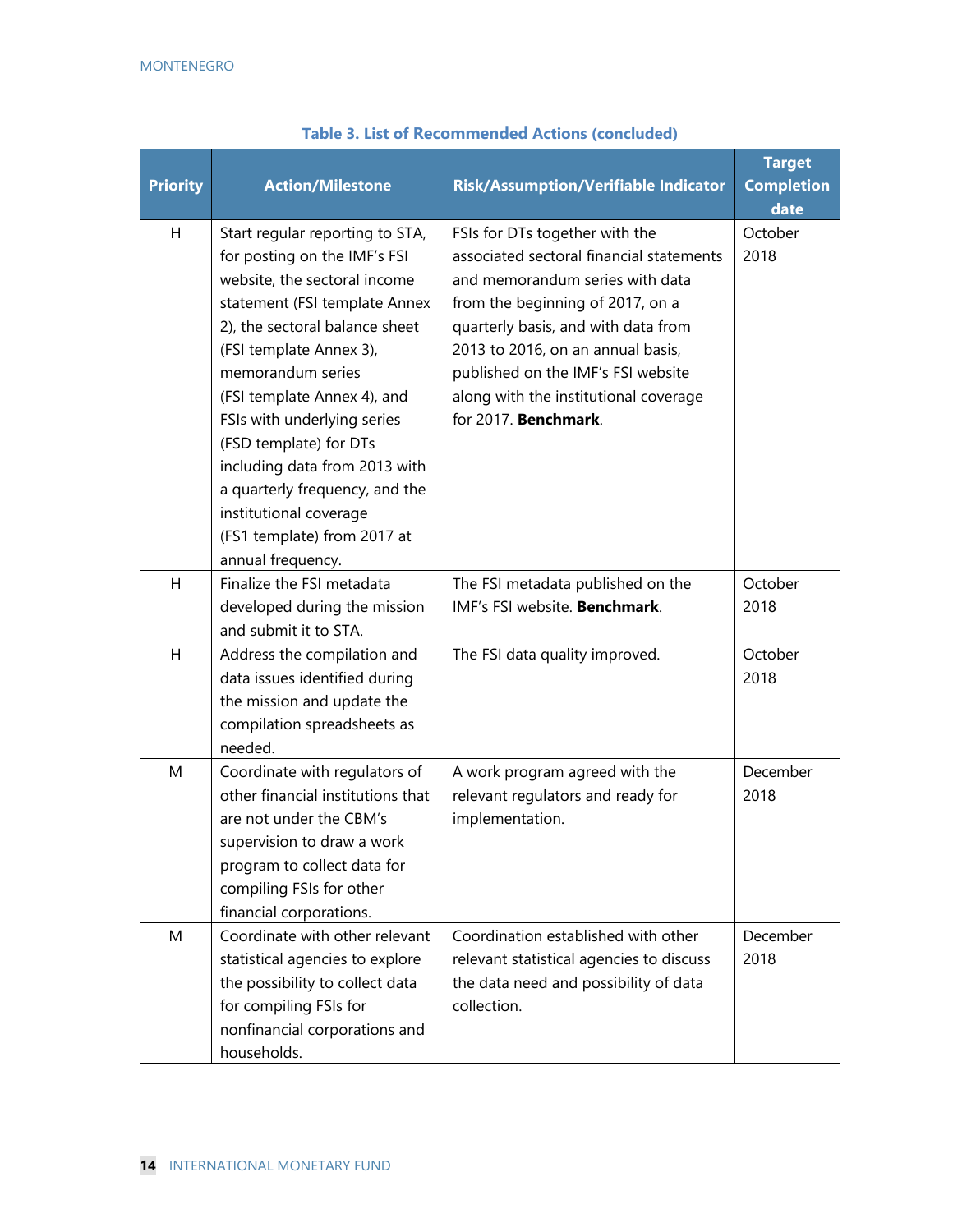**Table 3. List of Recommended Actions (concluded)**

| Priority | Action/Milestone | Risk/Assumption/Verifiable Indicator | Target Completion date |
|---|---|---|---|
| H | Start regular reporting to STA, for posting on the IMF's FSI website, the sectoral income statement (FSI template Annex 2), the sectoral balance sheet (FSI template Annex 3), memorandum series (FSI template Annex 4), and FSIs with underlying series (FSD template) for DTs including data from 2013 with a quarterly frequency, and the institutional coverage (FS1 template) from 2017 at annual frequency. | FSIs for DTs together with the associated sectoral financial statements and memorandum series with data from the beginning of 2017, on a quarterly basis, and with data from 2013 to 2016, on an annual basis, published on the IMF's FSI website along with the institutional coverage for 2017. **Benchmark**. | October 2018 |
| H | Finalize the FSI metadata developed during the mission and submit it to STA. | The FSI metadata published on the IMF's FSI website. **Benchmark**. | October 2018 |
| H | Address the compilation and data issues identified during the mission and update the compilation spreadsheets as needed. | The FSI data quality improved. | October 2018 |
| M | Coordinate with regulators of other financial institutions that are not under the CBM's supervision to draw a work program to collect data for compiling FSIs for other financial corporations. | A work program agreed with the relevant regulators and ready for implementation. | December 2018 |
| M | Coordinate with other relevant statistical agencies to explore the possibility to collect data for compiling FSIs for nonfinancial corporations and households. | Coordination established with other relevant statistical agencies to discuss the data need and possibility of data collection. | December 2018 |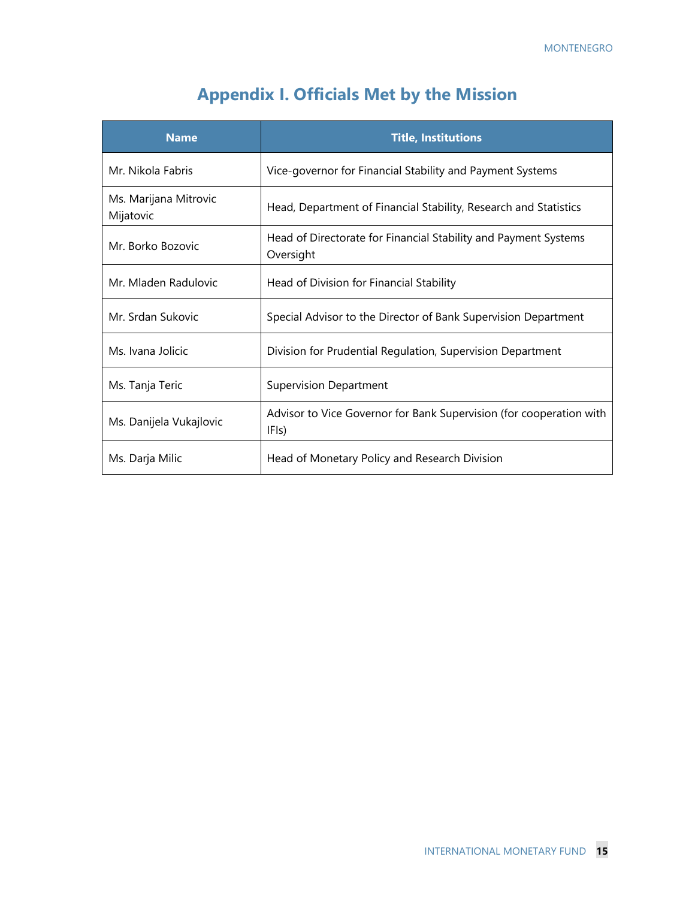# Appendix I. Officials Met by the Mission

| Name | Title, Institutions |
| --- | --- |
| Mr. Nikola Fabris | Vice-governor for Financial Stability and Payment Systems |
| Ms. Marijana Mitrovic Mijatovic | Head, Department of Financial Stability, Research and Statistics |
| Mr. Borko Bozovic | Head of Directorate for Financial Stability and Payment Systems Oversight |
| Mr. Mladen Radulovic | Head of Division for Financial Stability |
| Mr. Srdan Sukovic | Special Advisor to the Director of Bank Supervision Department |
| Ms. Ivana Jolicic | Division for Prudential Regulation, Supervision Department |
| Ms. Tanja Teric | Supervision Department |
| Ms. Danijela Vukajlovic | Advisor to Vice Governor for Bank Supervision (for cooperation with IFIs) |
| Ms. Darja Milic | Head of Monetary Policy and Research Division |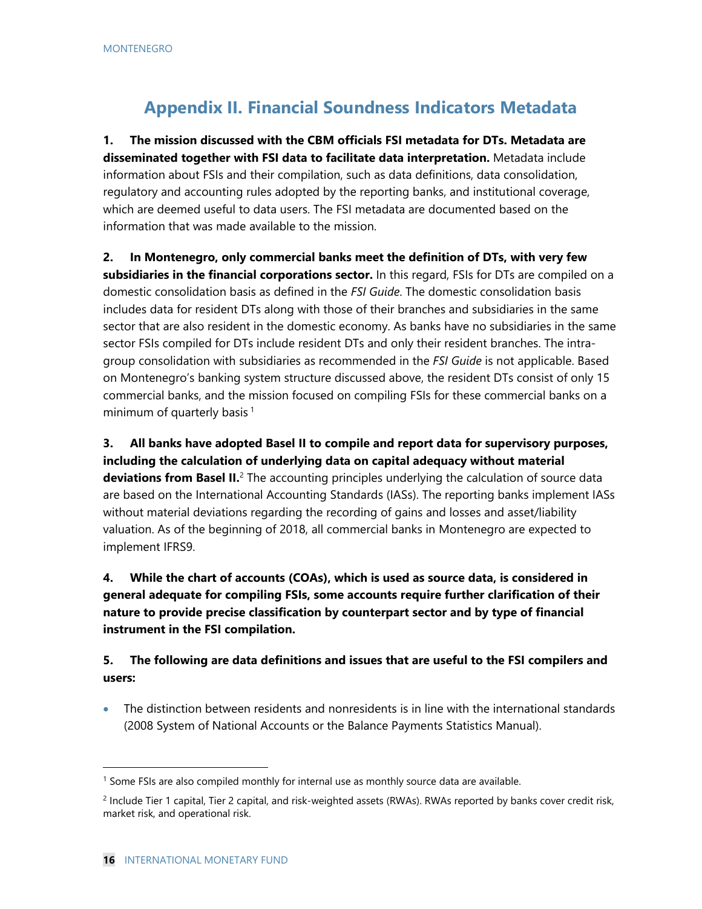## Appendix II. Financial Soundness Indicators Metadata

**1. The mission discussed with the CBM officials FSI metadata for DTs. Metadata are disseminated together with FSI data to facilitate data interpretation.** Metadata include information about FSIs and their compilation, such as data definitions, data consolidation, regulatory and accounting rules adopted by the reporting banks, and institutional coverage, which are deemed useful to data users. The FSI metadata are documented based on the information that was made available to the mission.

**2. In Montenegro, only commercial banks meet the definition of DTs, with very few subsidiaries in the financial corporations sector.** In this regard, FSIs for DTs are compiled on a domestic consolidation basis as defined in the *FSI Guide*. The domestic consolidation basis includes data for resident DTs along with those of their branches and subsidiaries in the same sector that are also resident in the domestic economy. As banks have no subsidiaries in the same sector FSIs compiled for DTs include resident DTs and only their resident branches. The intra-group consolidation with subsidiaries as recommended in the *FSI Guide* is not applicable. Based on Montenegro's banking system structure discussed above, the resident DTs consist of only 15 commercial banks, and the mission focused on compiling FSIs for these commercial banks on a minimum of quarterly basis [1]

**3. All banks have adopted Basel II to compile and report data for supervisory purposes, including the calculation of underlying data on capital adequacy without material deviations from Basel II.**[2] The accounting principles underlying the calculation of source data are based on the International Accounting Standards (IASs). The reporting banks implement IASs without material deviations regarding the recording of gains and losses and asset/liability valuation. As of the beginning of 2018, all commercial banks in Montenegro are expected to implement IFRS9.

**4. While the chart of accounts (COAs), which is used as source data, is considered in general adequate for compiling FSIs, some accounts require further clarification of their nature to provide precise classification by counterpart sector and by type of financial instrument in the FSI compilation.**

**5. The following are data definitions and issues that are useful to the FSI compilers and users:**

- The distinction between residents and nonresidents is in line with the international standards (2008 System of National Accounts or the Balance Payments Statistics Manual).

---

[1] Some FSIs are also compiled monthly for internal use as monthly source data are available.

[2] Include Tier 1 capital, Tier 2 capital, and risk-weighted assets (RWAs). RWAs reported by banks cover credit risk, market risk, and operational risk.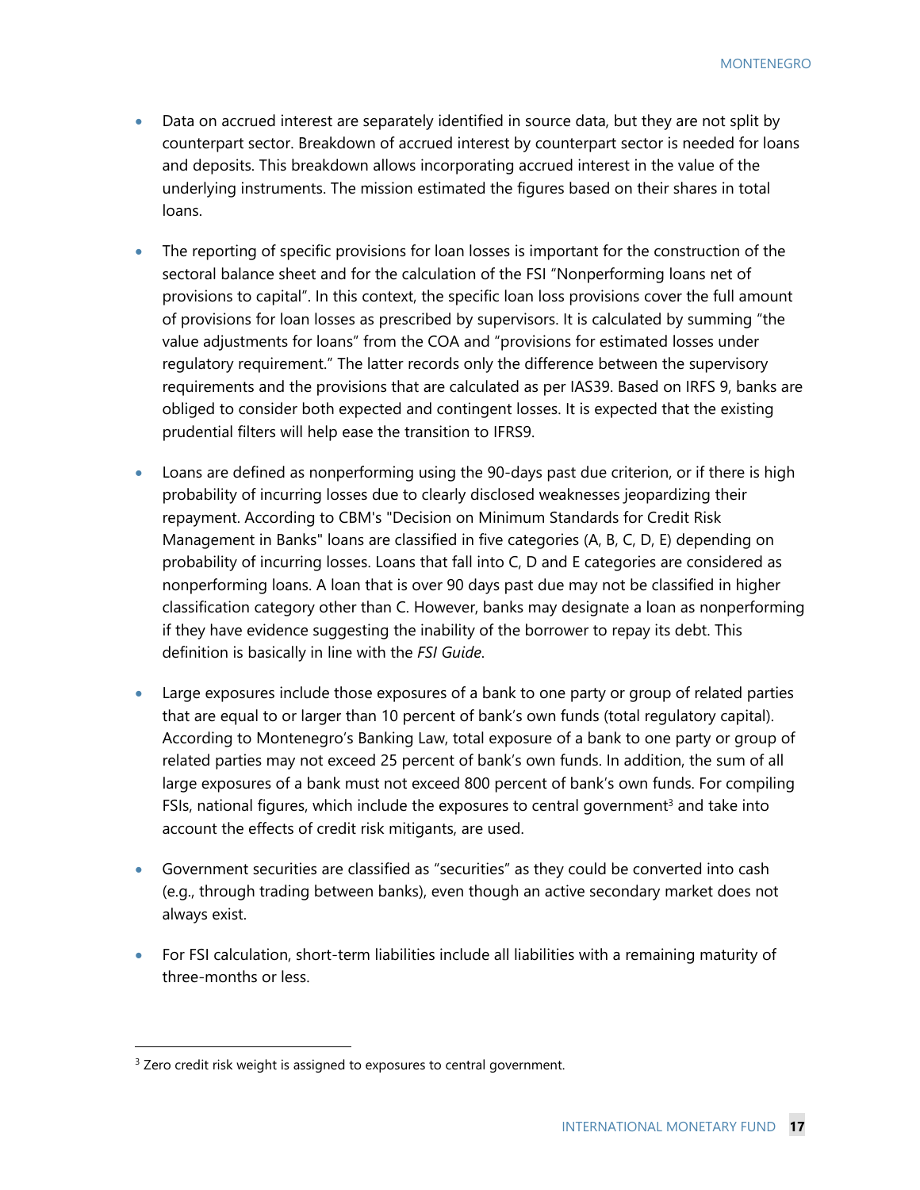- Data on accrued interest are separately identified in source data, but they are not split by counterpart sector. Breakdown of accrued interest by counterpart sector is needed for loans and deposits. This breakdown allows incorporating accrued interest in the value of the underlying instruments. The mission estimated the figures based on their shares in total loans.

- The reporting of specific provisions for loan losses is important for the construction of the sectoral balance sheet and for the calculation of the FSI "Nonperforming loans net of provisions to capital". In this context, the specific loan loss provisions cover the full amount of provisions for loan losses as prescribed by supervisors. It is calculated by summing "the value adjustments for loans" from the COA and "provisions for estimated losses under regulatory requirement." The latter records only the difference between the supervisory requirements and the provisions that are calculated as per IAS39. Based on IRFS 9, banks are obliged to consider both expected and contingent losses. It is expected that the existing prudential filters will help ease the transition to IFRS9.

- Loans are defined as nonperforming using the 90-days past due criterion, or if there is high probability of incurring losses due to clearly disclosed weaknesses jeopardizing their repayment. According to CBM's "Decision on Minimum Standards for Credit Risk Management in Banks" loans are classified in five categories (A, B, C, D, E) depending on probability of incurring losses. Loans that fall into C, D and E categories are considered as nonperforming loans. A loan that is over 90 days past due may not be classified in higher classification category other than C. However, banks may designate a loan as nonperforming if they have evidence suggesting the inability of the borrower to repay its debt. This definition is basically in line with the *FSI Guide*.

- Large exposures include those exposures of a bank to one party or group of related parties that are equal to or larger than 10 percent of bank's own funds (total regulatory capital). According to Montenegro's Banking Law, total exposure of a bank to one party or group of related parties may not exceed 25 percent of bank's own funds. In addition, the sum of all large exposures of a bank must not exceed 800 percent of bank's own funds. For compiling FSIs, national figures, which include the exposures to central government[3] and take into account the effects of credit risk mitigants, are used.

- Government securities are classified as "securities" as they could be converted into cash (e.g., through trading between banks), even though an active secondary market does not always exist.

- For FSI calculation, short-term liabilities include all liabilities with a remaining maturity of three-months or less.

[3] Zero credit risk weight is assigned to exposures to central government.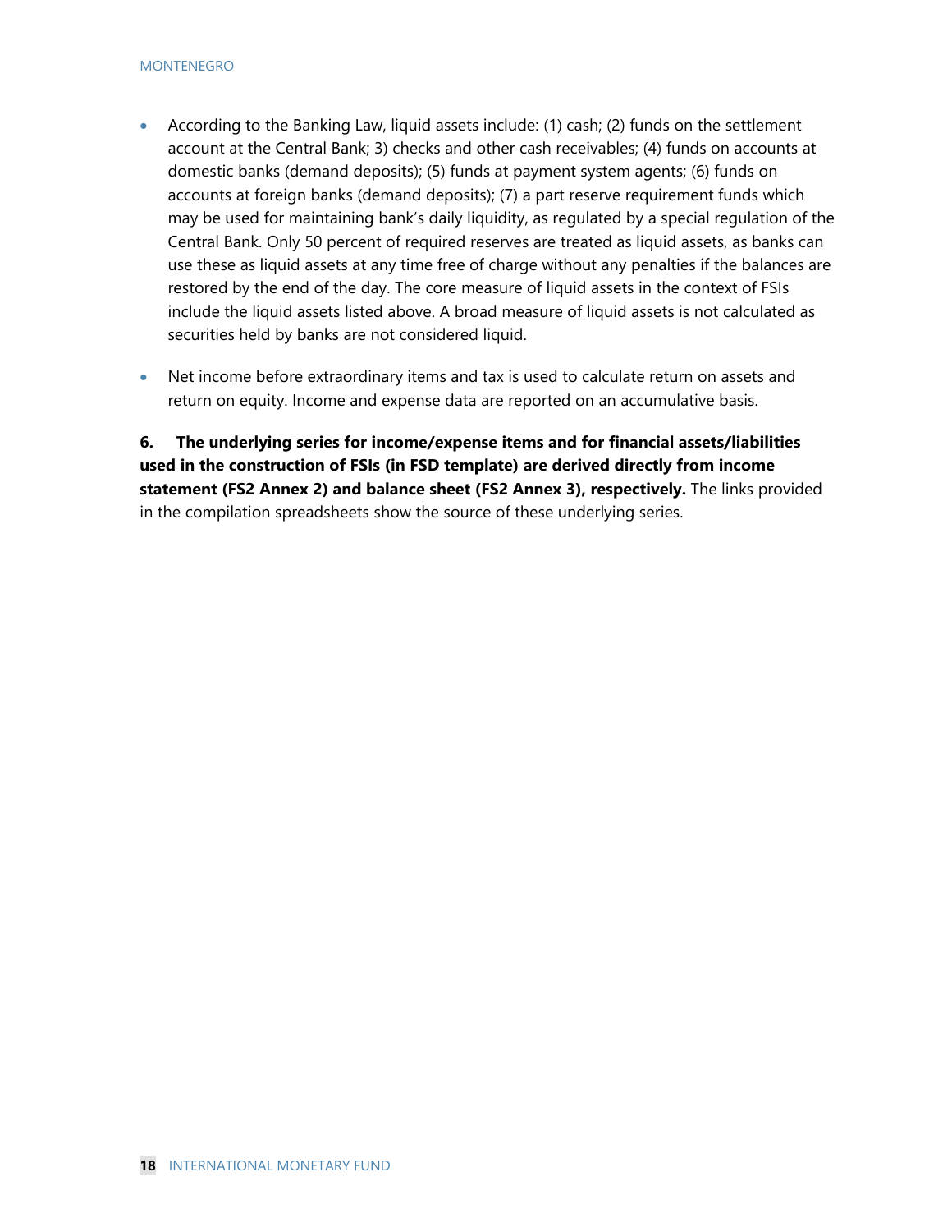- According to the Banking Law, liquid assets include: (1) cash; (2) funds on the settlement account at the Central Bank; 3) checks and other cash receivables; (4) funds on accounts at domestic banks (demand deposits); (5) funds at payment system agents; (6) funds on accounts at foreign banks (demand deposits); (7) a part reserve requirement funds which may be used for maintaining bank's daily liquidity, as regulated by a special regulation of the Central Bank. Only 50 percent of required reserves are treated as liquid assets, as banks can use these as liquid assets at any time free of charge without any penalties if the balances are restored by the end of the day. The core measure of liquid assets in the context of FSIs include the liquid assets listed above. A broad measure of liquid assets is not calculated as securities held by banks are not considered liquid.

- Net income before extraordinary items and tax is used to calculate return on assets and return on equity. Income and expense data are reported on an accumulative basis.

**6. The underlying series for income/expense items and for financial assets/liabilities used in the construction of FSIs (in FSD template) are derived directly from income statement (FS2 Annex 2) and balance sheet (FS2 Annex 3), respectively.** The links provided in the compilation spreadsheets show the source of these underlying series.